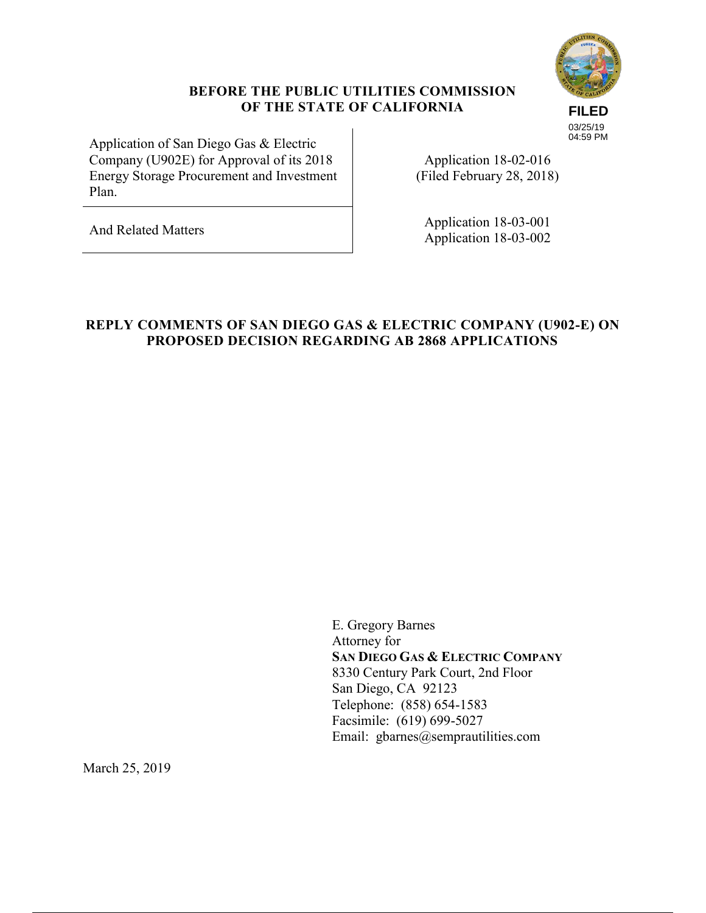**BEFORE THE PUBLIC UTILITIES COMMISSION OF THE STATE OF CALIFORNIA**

**FILED**
03/25/19
04:59 PM

| | |
|---|---|
| Application of San Diego Gas & Electric Company (U902E) for Approval of its 2018 Energy Storage Procurement and Investment Plan. | Application 18-02-016 (Filed February 28, 2018) |
| And Related Matters | Application 18-03-001<br>Application 18-03-002 |

**REPLY COMMENTS OF SAN DIEGO GAS & ELECTRIC COMPANY (U902-E) ON PROPOSED DECISION REGARDING AB 2868 APPLICATIONS**

E. Gregory Barnes
Attorney for
**SAN DIEGO GAS & ELECTRIC COMPANY**
8330 Century Park Court, 2nd Floor
San Diego, CA 92123
Telephone: (858) 654-1583
Facsimile: (619) 699-5027
Email: gbarnes@semprautilities.com

March 25, 2019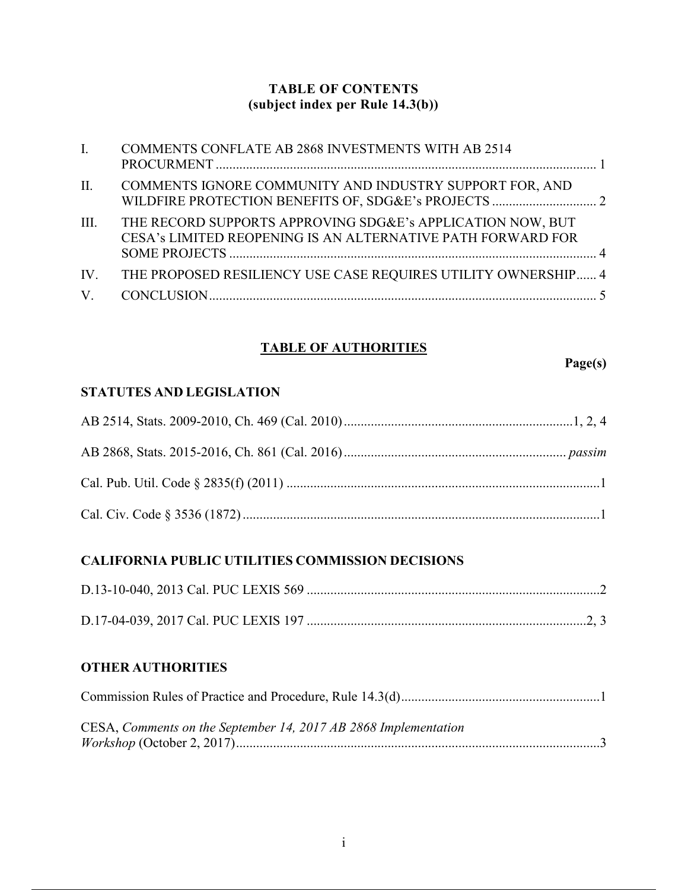## TABLE OF CONTENTS
**(subject index per Rule 14.3(b))**

| | | |
|---|---|---|
| I. | COMMENTS CONFLATE AB 2868 INVESTMENTS WITH AB 2514 PROCURMENT | 1 |
| II. | COMMENTS IGNORE COMMUNITY AND INDUSTRY SUPPORT FOR, AND WILDFIRE PROTECTION BENEFITS OF, SDG&E's PROJECTS | 2 |
| III. | THE RECORD SUPPORTS APPROVING SDG&E's APPLICATION NOW, BUT CESA's LIMITED REOPENING IS AN ALTERNATIVE PATH FORWARD FOR SOME PROJECTS | 4 |
| IV. | THE PROPOSED RESILIENCY USE CASE REQUIRES UTILITY OWNERSHIP | 4 |
| V. | CONCLUSION | 5 |

## TABLE OF AUTHORITIES

**Page(s)**

### STATUTES AND LEGISLATION

| | |
|---|---|
| AB 2514, Stats. 2009-2010, Ch. 469 (Cal. 2010) | 1, 2, 4 |
| AB 2868, Stats. 2015-2016, Ch. 861 (Cal. 2016) | *passim* |
| Cal. Pub. Util. Code § 2835(f) (2011) | 1 |
| Cal. Civ. Code § 3536 (1872) | 1 |

### CALIFORNIA PUBLIC UTILITIES COMMISSION DECISIONS

| | |
|---|---|
| D.13-10-040, 2013 Cal. PUC LEXIS 569 | 2 |
| D.17-04-039, 2017 Cal. PUC LEXIS 197 | 2, 3 |

### OTHER AUTHORITIES

| | |
|---|---|
| Commission Rules of Practice and Procedure, Rule 14.3(d) | 1 |
| CESA, *Comments on the September 14, 2017 AB 2868 Implementation Workshop* (October 2, 2017) | 3 |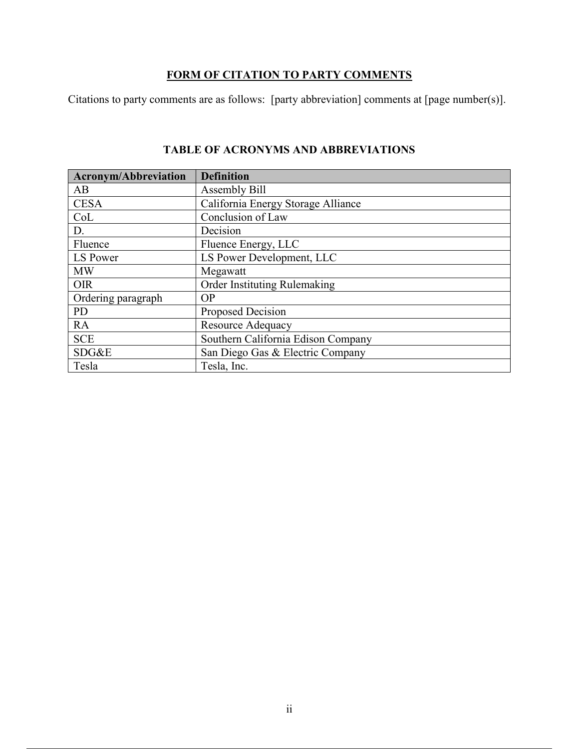## FORM OF CITATION TO PARTY COMMENTS

Citations to party comments are as follows: [party abbreviation] comments at [page number(s)].

## TABLE OF ACRONYMS AND ABBREVIATIONS

| Acronym/Abbreviation | Definition |
|---|---|
| AB | Assembly Bill |
| CESA | California Energy Storage Alliance |
| CoL | Conclusion of Law |
| D. | Decision |
| Fluence | Fluence Energy, LLC |
| LS Power | LS Power Development, LLC |
| MW | Megawatt |
| OIR | Order Instituting Rulemaking |
| Ordering paragraph | OP |
| PD | Proposed Decision |
| RA | Resource Adequacy |
| SCE | Southern California Edison Company |
| SDG&E | San Diego Gas & Electric Company |
| Tesla | Tesla, Inc. |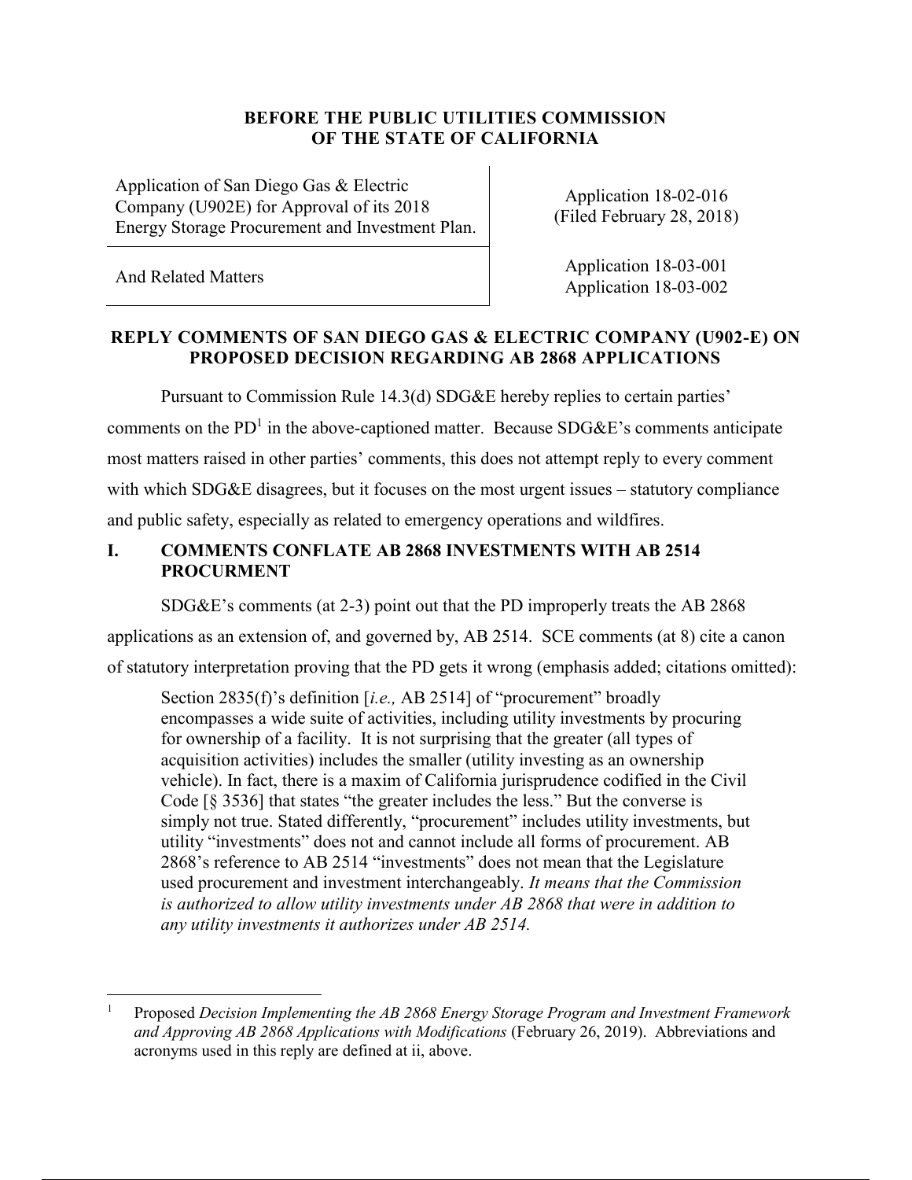**BEFORE THE PUBLIC UTILITIES COMMISSION OF THE STATE OF CALIFORNIA**

| | |
|---|---|
| Application of San Diego Gas & Electric Company (U902E) for Approval of its 2018 Energy Storage Procurement and Investment Plan. | Application 18-02-016 (Filed February 28, 2018) |
| And Related Matters | Application 18-03-001<br>Application 18-03-002 |

**REPLY COMMENTS OF SAN DIEGO GAS & ELECTRIC COMPANY (U902-E) ON PROPOSED DECISION REGARDING AB 2868 APPLICATIONS**

Pursuant to Commission Rule 14.3(d) SDG&E hereby replies to certain parties' comments on the PD[1] in the above-captioned matter. Because SDG&E's comments anticipate most matters raised in other parties' comments, this does not attempt reply to every comment with which SDG&E disagrees, but it focuses on the most urgent issues – statutory compliance and public safety, especially as related to emergency operations and wildfires.

## I. COMMENTS CONFLATE AB 2868 INVESTMENTS WITH AB 2514 PROCURMENT

SDG&E's comments (at 2-3) point out that the PD improperly treats the AB 2868 applications as an extension of, and governed by, AB 2514. SCE comments (at 8) cite a canon of statutory interpretation proving that the PD gets it wrong (emphasis added; citations omitted):

> Section 2835(f)'s definition [*i.e.,* AB 2514] of "procurement" broadly encompasses a wide suite of activities, including utility investments by procuring for ownership of a facility. It is not surprising that the greater (all types of acquisition activities) includes the smaller (utility investing as an ownership vehicle). In fact, there is a maxim of California jurisprudence codified in the Civil Code [§ 3536] that states "the greater includes the less." But the converse is simply not true. Stated differently, "procurement" includes utility investments, but utility "investments" does not and cannot include all forms of procurement. AB 2868's reference to AB 2514 "investments" does not mean that the Legislature used procurement and investment interchangeably. *It means that the Commission is authorized to allow utility investments under AB 2868 that were in addition to any utility investments it authorizes under AB 2514.*

---

[1] Proposed *Decision Implementing the AB 2868 Energy Storage Program and Investment Framework and Approving AB 2868 Applications with Modifications* (February 26, 2019). Abbreviations and acronyms used in this reply are defined at ii, above.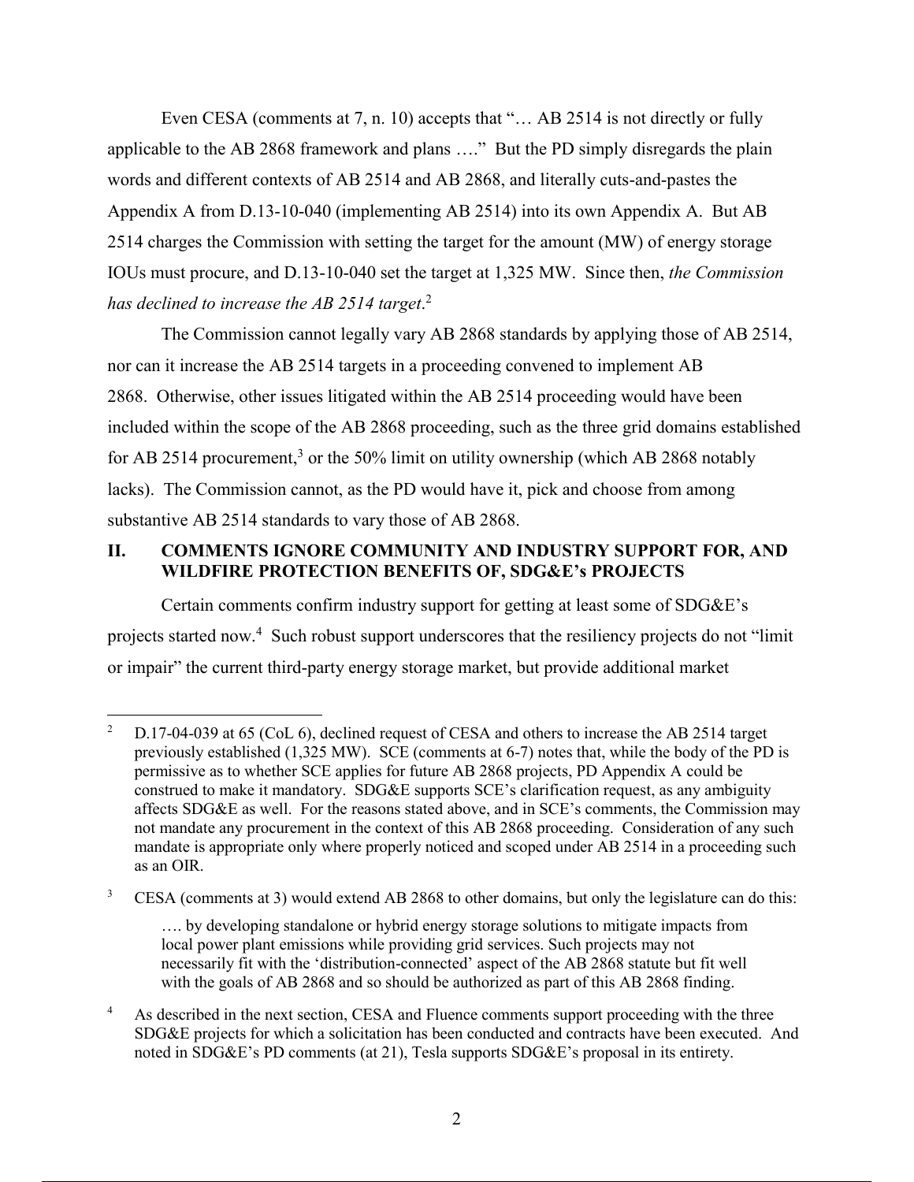Even CESA (comments at 7, n. 10) accepts that "… AB 2514 is not directly or fully applicable to the AB 2868 framework and plans …." But the PD simply disregards the plain words and different contexts of AB 2514 and AB 2868, and literally cuts-and-pastes the Appendix A from D.13-10-040 (implementing AB 2514) into its own Appendix A. But AB 2514 charges the Commission with setting the target for the amount (MW) of energy storage IOUs must procure, and D.13-10-040 set the target at 1,325 MW. Since then, *the Commission has declined to increase the AB 2514 target*.[2]

The Commission cannot legally vary AB 2868 standards by applying those of AB 2514, nor can it increase the AB 2514 targets in a proceeding convened to implement AB 2868. Otherwise, other issues litigated within the AB 2514 proceeding would have been included within the scope of the AB 2868 proceeding, such as the three grid domains established for AB 2514 procurement,[3] or the 50% limit on utility ownership (which AB 2868 notably lacks). The Commission cannot, as the PD would have it, pick and choose from among substantive AB 2514 standards to vary those of AB 2868.

## II. COMMENTS IGNORE COMMUNITY AND INDUSTRY SUPPORT FOR, AND WILDFIRE PROTECTION BENEFITS OF, SDG&E's PROJECTS

Certain comments confirm industry support for getting at least some of SDG&E's projects started now.[4] Such robust support underscores that the resiliency projects do not "limit or impair" the current third-party energy storage market, but provide additional market

---

[2] D.17-04-039 at 65 (CoL 6), declined request of CESA and others to increase the AB 2514 target previously established (1,325 MW). SCE (comments at 6-7) notes that, while the body of the PD is permissive as to whether SCE applies for future AB 2868 projects, PD Appendix A could be construed to make it mandatory. SDG&E supports SCE's clarification request, as any ambiguity affects SDG&E as well. For the reasons stated above, and in SCE's comments, the Commission may not mandate any procurement in the context of this AB 2868 proceeding. Consideration of any such mandate is appropriate only where properly noticed and scoped under AB 2514 in a proceeding such as an OIR.

[3] CESA (comments at 3) would extend AB 2868 to other domains, but only the legislature can do this:

> …. by developing standalone or hybrid energy storage solutions to mitigate impacts from local power plant emissions while providing grid services. Such projects may not necessarily fit with the 'distribution-connected' aspect of the AB 2868 statute but fit well with the goals of AB 2868 and so should be authorized as part of this AB 2868 finding.

[4] As described in the next section, CESA and Fluence comments support proceeding with the three SDG&E projects for which a solicitation has been conducted and contracts have been executed. And noted in SDG&E's PD comments (at 21), Tesla supports SDG&E's proposal in its entirety.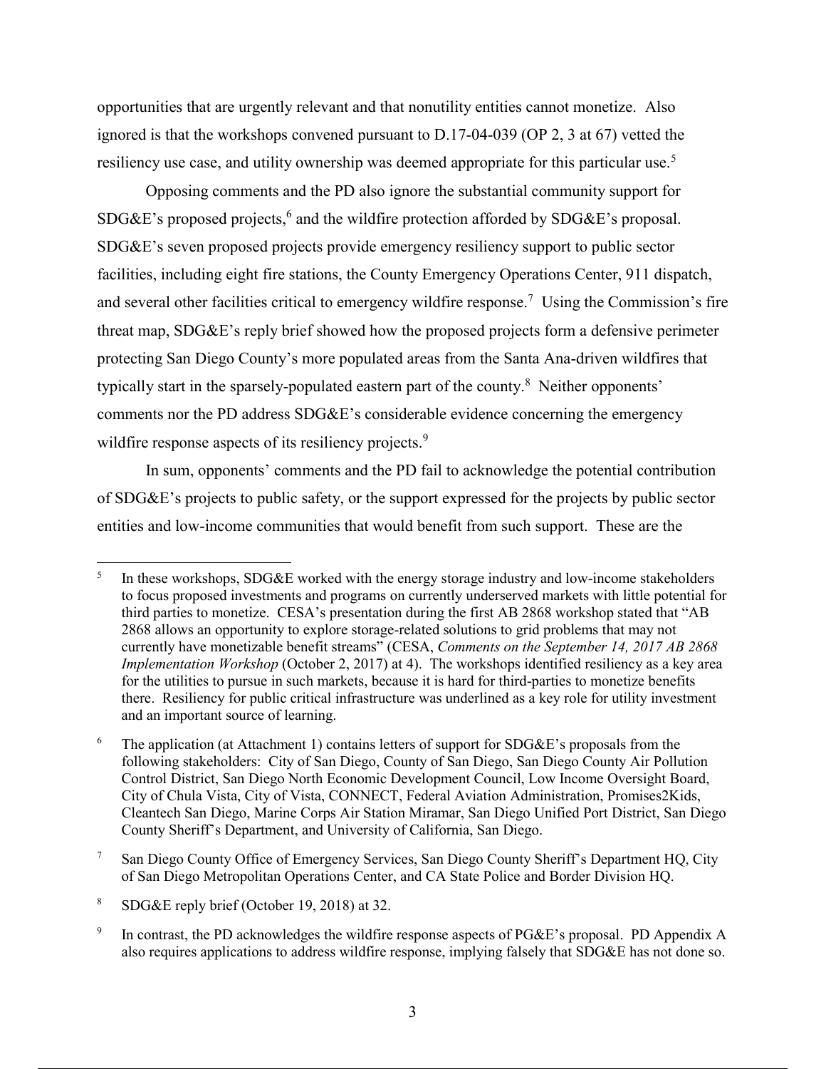opportunities that are urgently relevant and that nonutility entities cannot monetize. Also ignored is that the workshops convened pursuant to D.17-04-039 (OP 2, 3 at 67) vetted the resiliency use case, and utility ownership was deemed appropriate for this particular use.[5]

Opposing comments and the PD also ignore the substantial community support for SDG&E's proposed projects,[6] and the wildfire protection afforded by SDG&E's proposal. SDG&E's seven proposed projects provide emergency resiliency support to public sector facilities, including eight fire stations, the County Emergency Operations Center, 911 dispatch, and several other facilities critical to emergency wildfire response.[7] Using the Commission's fire threat map, SDG&E's reply brief showed how the proposed projects form a defensive perimeter protecting San Diego County's more populated areas from the Santa Ana-driven wildfires that typically start in the sparsely-populated eastern part of the county.[8] Neither opponents' comments nor the PD address SDG&E's considerable evidence concerning the emergency wildfire response aspects of its resiliency projects.[9]

In sum, opponents' comments and the PD fail to acknowledge the potential contribution of SDG&E's projects to public safety, or the support expressed for the projects by public sector entities and low-income communities that would benefit from such support. These are the

---

[5] In these workshops, SDG&E worked with the energy storage industry and low-income stakeholders to focus proposed investments and programs on currently underserved markets with little potential for third parties to monetize. CESA's presentation during the first AB 2868 workshop stated that "AB 2868 allows an opportunity to explore storage-related solutions to grid problems that may not currently have monetizable benefit streams" (CESA, *Comments on the September 14, 2017 AB 2868 Implementation Workshop* (October 2, 2017) at 4). The workshops identified resiliency as a key area for the utilities to pursue in such markets, because it is hard for third-parties to monetize benefits there. Resiliency for public critical infrastructure was underlined as a key role for utility investment and an important source of learning.

[6] The application (at Attachment 1) contains letters of support for SDG&E's proposals from the following stakeholders: City of San Diego, County of San Diego, San Diego County Air Pollution Control District, San Diego North Economic Development Council, Low Income Oversight Board, City of Chula Vista, City of Vista, CONNECT, Federal Aviation Administration, Promises2Kids, Cleantech San Diego, Marine Corps Air Station Miramar, San Diego Unified Port District, San Diego County Sheriff's Department, and University of California, San Diego.

[7] San Diego County Office of Emergency Services, San Diego County Sheriff's Department HQ, City of San Diego Metropolitan Operations Center, and CA State Police and Border Division HQ.

[8] SDG&E reply brief (October 19, 2018) at 32.

[9] In contrast, the PD acknowledges the wildfire response aspects of PG&E's proposal. PD Appendix A also requires applications to address wildfire response, implying falsely that SDG&E has not done so.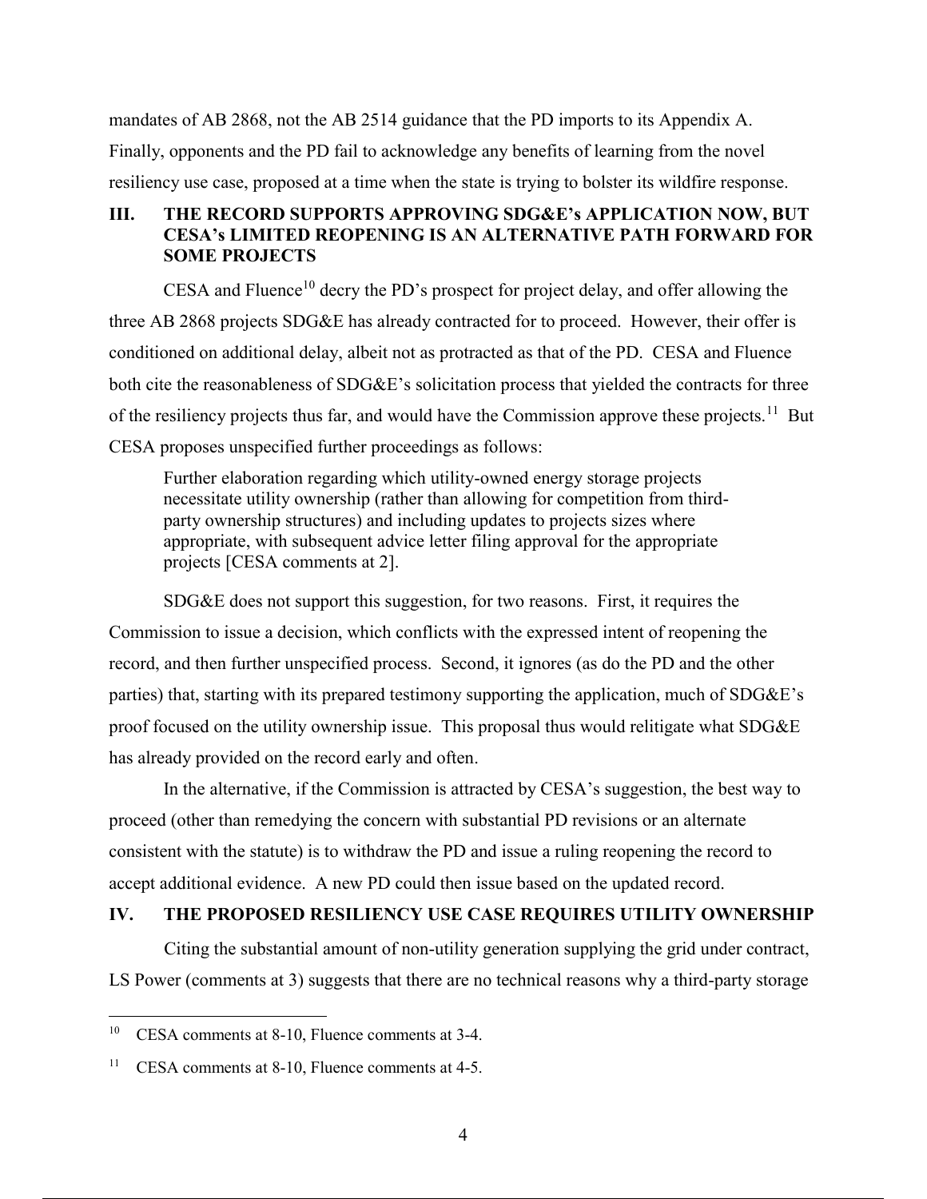mandates of AB 2868, not the AB 2514 guidance that the PD imports to its Appendix A. Finally, opponents and the PD fail to acknowledge any benefits of learning from the novel resiliency use case, proposed at a time when the state is trying to bolster its wildfire response.

## III. THE RECORD SUPPORTS APPROVING SDG&E's APPLICATION NOW, BUT CESA's LIMITED REOPENING IS AN ALTERNATIVE PATH FORWARD FOR SOME PROJECTS

CESA and Fluence[10] decry the PD's prospect for project delay, and offer allowing the three AB 2868 projects SDG&E has already contracted for to proceed. However, their offer is conditioned on additional delay, albeit not as protracted as that of the PD. CESA and Fluence both cite the reasonableness of SDG&E's solicitation process that yielded the contracts for three of the resiliency projects thus far, and would have the Commission approve these projects.[11] But CESA proposes unspecified further proceedings as follows:

> Further elaboration regarding which utility-owned energy storage projects necessitate utility ownership (rather than allowing for competition from third-party ownership structures) and including updates to projects sizes where appropriate, with subsequent advice letter filing approval for the appropriate projects [CESA comments at 2].

SDG&E does not support this suggestion, for two reasons. First, it requires the Commission to issue a decision, which conflicts with the expressed intent of reopening the record, and then further unspecified process. Second, it ignores (as do the PD and the other parties) that, starting with its prepared testimony supporting the application, much of SDG&E's proof focused on the utility ownership issue. This proposal thus would relitigate what SDG&E has already provided on the record early and often.

In the alternative, if the Commission is attracted by CESA's suggestion, the best way to proceed (other than remedying the concern with substantial PD revisions or an alternate consistent with the statute) is to withdraw the PD and issue a ruling reopening the record to accept additional evidence. A new PD could then issue based on the updated record.

## IV. THE PROPOSED RESILIENCY USE CASE REQUIRES UTILITY OWNERSHIP

Citing the substantial amount of non-utility generation supplying the grid under contract, LS Power (comments at 3) suggests that there are no technical reasons why a third-party storage

---

[10] CESA comments at 8-10, Fluence comments at 3-4.

[11] CESA comments at 8-10, Fluence comments at 4-5.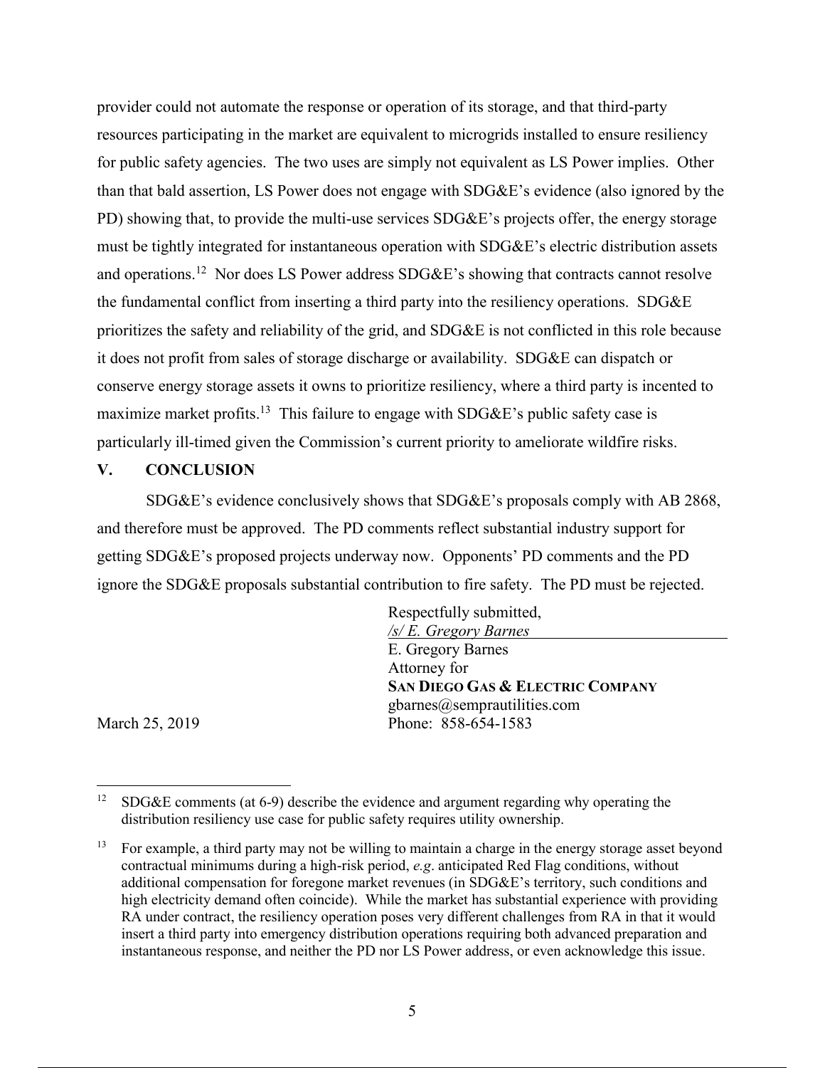provider could not automate the response or operation of its storage, and that third-party resources participating in the market are equivalent to microgrids installed to ensure resiliency for public safety agencies. The two uses are simply not equivalent as LS Power implies. Other than that bald assertion, LS Power does not engage with SDG&E's evidence (also ignored by the PD) showing that, to provide the multi-use services SDG&E's projects offer, the energy storage must be tightly integrated for instantaneous operation with SDG&E's electric distribution assets and operations.[12] Nor does LS Power address SDG&E's showing that contracts cannot resolve the fundamental conflict from inserting a third party into the resiliency operations. SDG&E prioritizes the safety and reliability of the grid, and SDG&E is not conflicted in this role because it does not profit from sales of storage discharge or availability. SDG&E can dispatch or conserve energy storage assets it owns to prioritize resiliency, where a third party is incented to maximize market profits.[13] This failure to engage with SDG&E's public safety case is particularly ill-timed given the Commission's current priority to ameliorate wildfire risks.

## V. CONCLUSION

SDG&E's evidence conclusively shows that SDG&E's proposals comply with AB 2868, and therefore must be approved. The PD comments reflect substantial industry support for getting SDG&E's proposed projects underway now. Opponents' PD comments and the PD ignore the SDG&E proposals substantial contribution to fire safety. The PD must be rejected.

Respectfully submitted,

*/s/ E. Gregory Barnes*

E. Gregory Barnes
Attorney for
**SAN DIEGO GAS & ELECTRIC COMPANY**
gbarnes@semprautilities.com
Phone: 858-654-1583

March 25, 2019

---

[12] SDG&E comments (at 6-9) describe the evidence and argument regarding why operating the distribution resiliency use case for public safety requires utility ownership.

[13] For example, a third party may not be willing to maintain a charge in the energy storage asset beyond contractual minimums during a high-risk period, *e.g*. anticipated Red Flag conditions, without additional compensation for foregone market revenues (in SDG&E's territory, such conditions and high electricity demand often coincide). While the market has substantial experience with providing RA under contract, the resiliency operation poses very different challenges from RA in that it would insert a third party into emergency distribution operations requiring both advanced preparation and instantaneous response, and neither the PD nor LS Power address, or even acknowledge this issue.